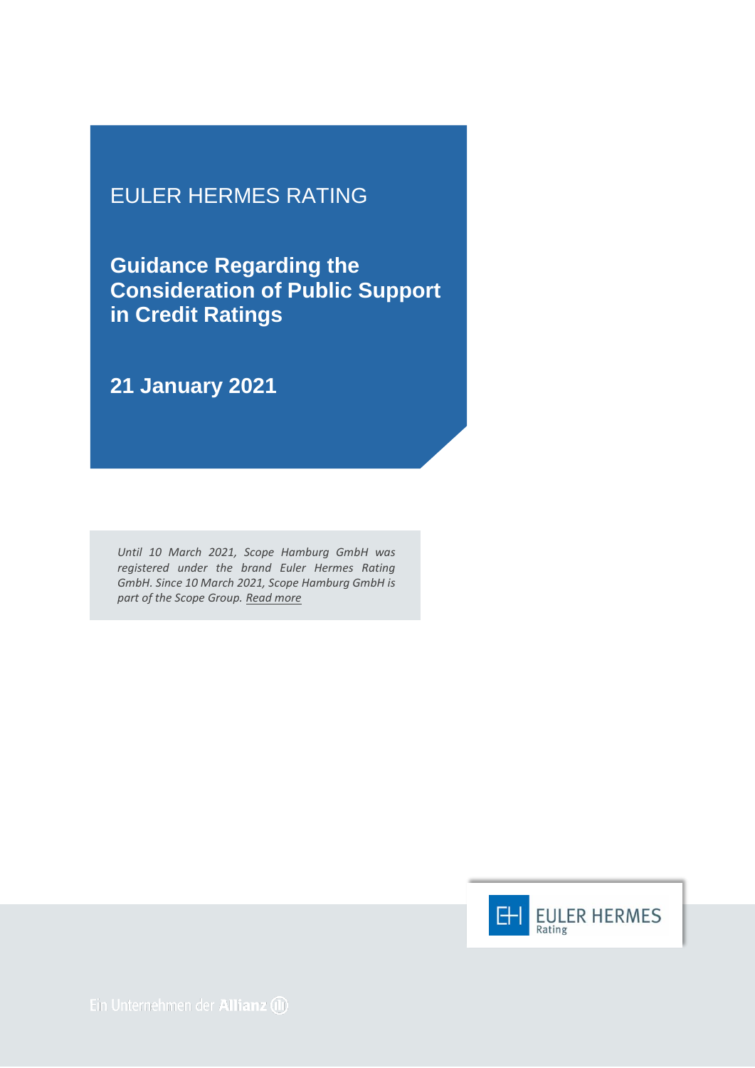EULER HERMES RATING

# Guidance Regarding the Consideration of Public Support in Credit Ratings

## 21 January 2021

*Until 10 March 2021, Scope Hamburg GmbH was registered under the brand Euler Hermes Rating GmbH. Since 10 March 2021, Scope Hamburg GmbH is part of the Scope Group. Read more*

EULER HERMES Rating

Ein Unternehmen der Allianz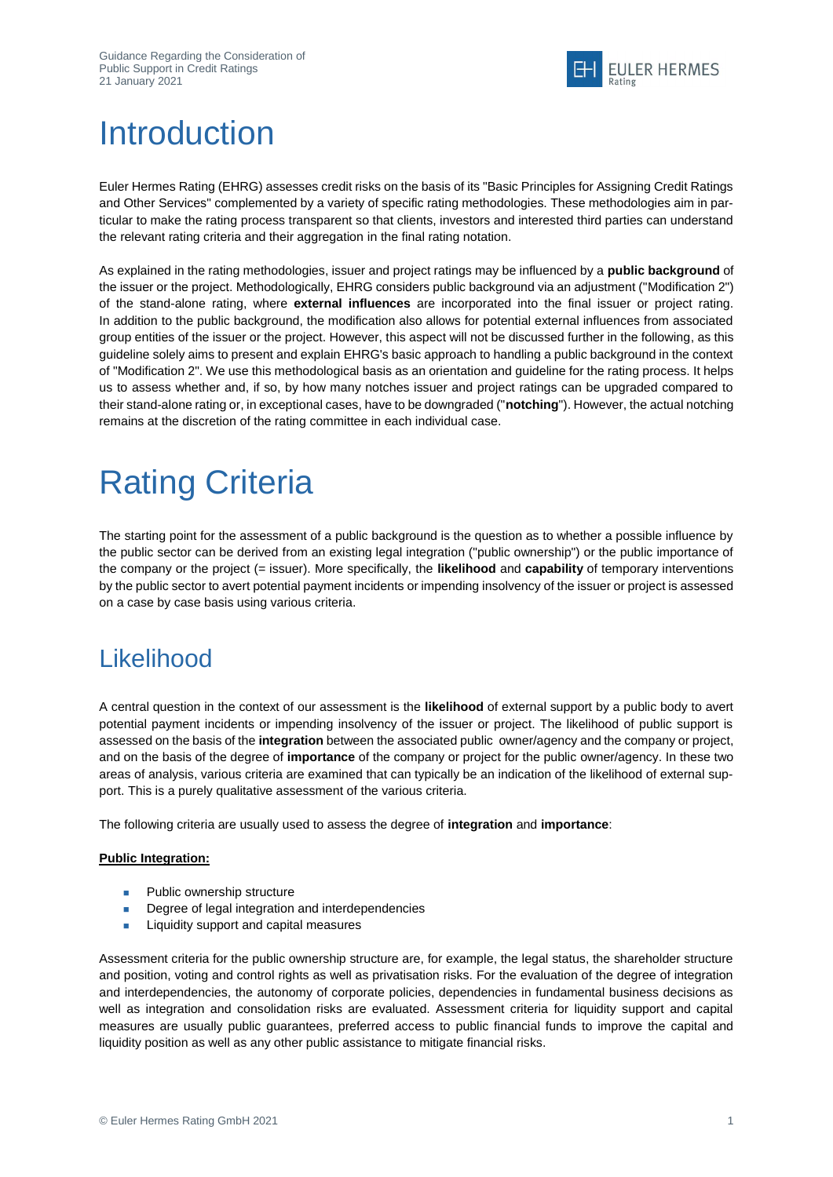# Introduction

Euler Hermes Rating (EHRG) assesses credit risks on the basis of its "Basic Principles for Assigning Credit Ratings and Other Services" complemented by a variety of specific rating methodologies. These methodologies aim in particular to make the rating process transparent so that clients, investors and interested third parties can understand the relevant rating criteria and their aggregation in the final rating notation.

As explained in the rating methodologies, issuer and project ratings may be influenced by a **public background** of the issuer or the project. Methodologically, EHRG considers public background via an adjustment ("Modification 2") of the stand-alone rating, where **external influences** are incorporated into the final issuer or project rating. In addition to the public background, the modification also allows for potential external influences from associated group entities of the issuer or the project. However, this aspect will not be discussed further in the following, as this guideline solely aims to present and explain EHRG's basic approach to handling a public background in the context of "Modification 2". We use this methodological basis as an orientation and guideline for the rating process. It helps us to assess whether and, if so, by how many notches issuer and project ratings can be upgraded compared to their stand-alone rating or, in exceptional cases, have to be downgraded ("**notching**"). However, the actual notching remains at the discretion of the rating committee in each individual case.

# Rating Criteria

The starting point for the assessment of a public background is the question as to whether a possible influence by the public sector can be derived from an existing legal integration ("public ownership") or the public importance of the company or the project (= issuer). More specifically, the **likelihood** and **capability** of temporary interventions by the public sector to avert potential payment incidents or impending insolvency of the issuer or project is assessed on a case by case basis using various criteria.

## Likelihood

A central question in the context of our assessment is the **likelihood** of external support by a public body to avert potential payment incidents or impending insolvency of the issuer or project. The likelihood of public support is assessed on the basis of the **integration** between the associated public owner/agency and the company or project, and on the basis of the degree of **importance** of the company or project for the public owner/agency. In these two areas of analysis, various criteria are examined that can typically be an indication of the likelihood of external support. This is a purely qualitative assessment of the various criteria.

The following criteria are usually used to assess the degree of **integration** and **importance**:

**Public Integration:**

- Public ownership structure
- Degree of legal integration and interdependencies
- Liquidity support and capital measures

Assessment criteria for the public ownership structure are, for example, the legal status, the shareholder structure and position, voting and control rights as well as privatisation risks. For the evaluation of the degree of integration and interdependencies, the autonomy of corporate policies, dependencies in fundamental business decisions as well as integration and consolidation risks are evaluated. Assessment criteria for liquidity support and capital measures are usually public guarantees, preferred access to public financial funds to improve the capital and liquidity position as well as any other public assistance to mitigate financial risks.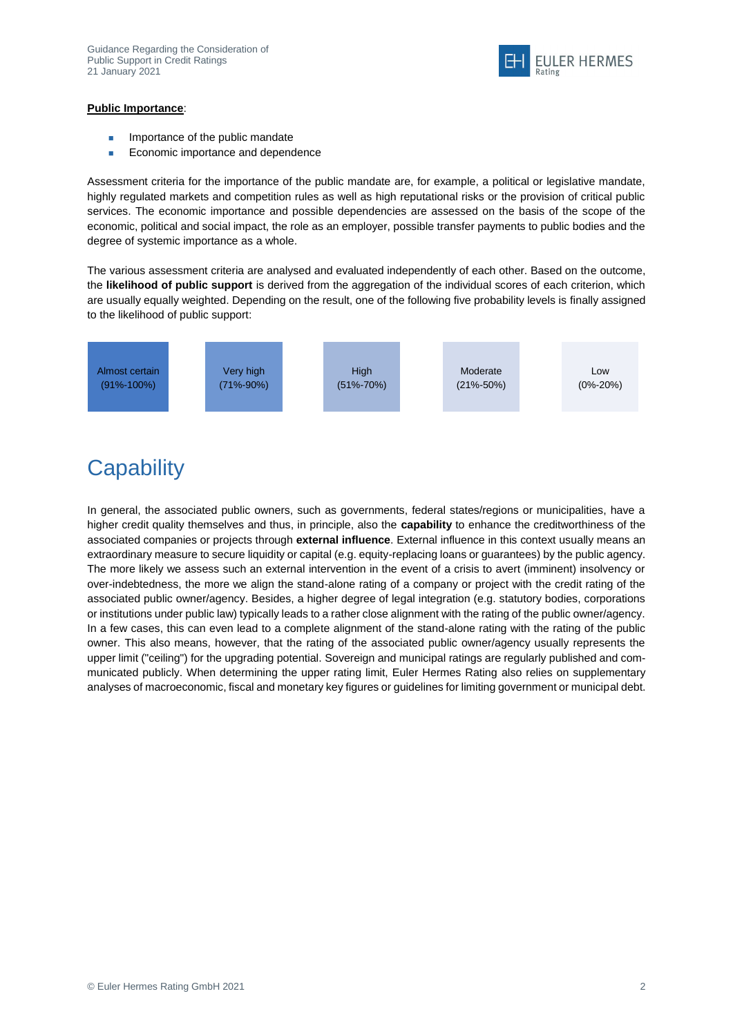**Public Importance**:

- Importance of the public mandate
- Economic importance and dependence

Assessment criteria for the importance of the public mandate are, for example, a political or legislative mandate, highly regulated markets and competition rules as well as high reputational risks or the provision of critical public services. The economic importance and possible dependencies are assessed on the basis of the scope of the economic, political and social impact, the role as an employer, possible transfer payments to public bodies and the degree of systemic importance as a whole.

The various assessment criteria are analysed and evaluated independently of each other. Based on the outcome, the **likelihood of public support** is derived from the aggregation of the individual scores of each criterion, which are usually equally weighted. Depending on the result, one of the following five probability levels is finally assigned to the likelihood of public support:

| Almost certain (91%-100%) | Very high (71%-90%) | High (51%-70%) | Moderate (21%-50%) | Low (0%-20%) |
|---|---|---|---|---|

# Capability

In general, the associated public owners, such as governments, federal states/regions or municipalities, have a higher credit quality themselves and thus, in principle, also the **capability** to enhance the creditworthiness of the associated companies or projects through **external influence**. External influence in this context usually means an extraordinary measure to secure liquidity or capital (e.g. equity-replacing loans or guarantees) by the public agency. The more likely we assess such an external intervention in the event of a crisis to avert (imminent) insolvency or over-indebtedness, the more we align the stand-alone rating of a company or project with the credit rating of the associated public owner/agency. Besides, a higher degree of legal integration (e.g. statutory bodies, corporations or institutions under public law) typically leads to a rather close alignment with the rating of the public owner/agency. In a few cases, this can even lead to a complete alignment of the stand-alone rating with the rating of the public owner. This also means, however, that the rating of the associated public owner/agency usually represents the upper limit ("ceiling") for the upgrading potential. Sovereign and municipal ratings are regularly published and communicated publicly. When determining the upper rating limit, Euler Hermes Rating also relies on supplementary analyses of macroeconomic, fiscal and monetary key figures or guidelines for limiting government or municipal debt.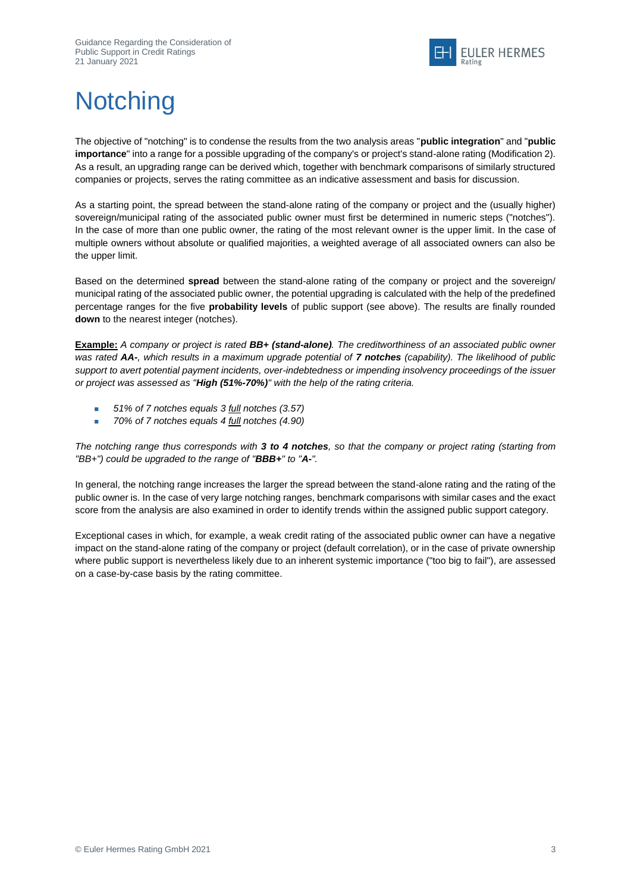# Notching

The objective of "notching" is to condense the results from the two analysis areas "**public integration**" and "**public importance**" into a range for a possible upgrading of the company's or project's stand-alone rating (Modification 2). As a result, an upgrading range can be derived which, together with benchmark comparisons of similarly structured companies or projects, serves the rating committee as an indicative assessment and basis for discussion.

As a starting point, the spread between the stand-alone rating of the company or project and the (usually higher) sovereign/municipal rating of the associated public owner must first be determined in numeric steps ("notches"). In the case of more than one public owner, the rating of the most relevant owner is the upper limit. In the case of multiple owners without absolute or qualified majorities, a weighted average of all associated owners can also be the upper limit.

Based on the determined **spread** between the stand-alone rating of the company or project and the sovereign/municipal rating of the associated public owner, the potential upgrading is calculated with the help of the predefined percentage ranges for the five **probability levels** of public support (see above). The results are finally rounded **down** to the nearest integer (notches).

***Example:*** *A company or project is rated **BB+ (stand-alone)**. The creditworthiness of an associated public owner was rated **AA-**, which results in a maximum upgrade potential of **7 notches** (capability). The likelihood of public support to avert potential payment incidents, over-indebtedness or impending insolvency proceedings of the issuer or project was assessed as "**High (51%-70%)**" with the help of the rating criteria.*

- *51% of 7 notches equals 3 full notches (3.57)*
- *70% of 7 notches equals 4 full notches (4.90)*

*The notching range thus corresponds with **3 to 4 notches**, so that the company or project rating (starting from "BB+") could be upgraded to the range of "**BBB+**" to "**A-**".*

In general, the notching range increases the larger the spread between the stand-alone rating and the rating of the public owner is. In the case of very large notching ranges, benchmark comparisons with similar cases and the exact score from the analysis are also examined in order to identify trends within the assigned public support category.

Exceptional cases in which, for example, a weak credit rating of the associated public owner can have a negative impact on the stand-alone rating of the company or project (default correlation), or in the case of private ownership where public support is nevertheless likely due to an inherent systemic importance ("too big to fail"), are assessed on a case-by-case basis by the rating committee.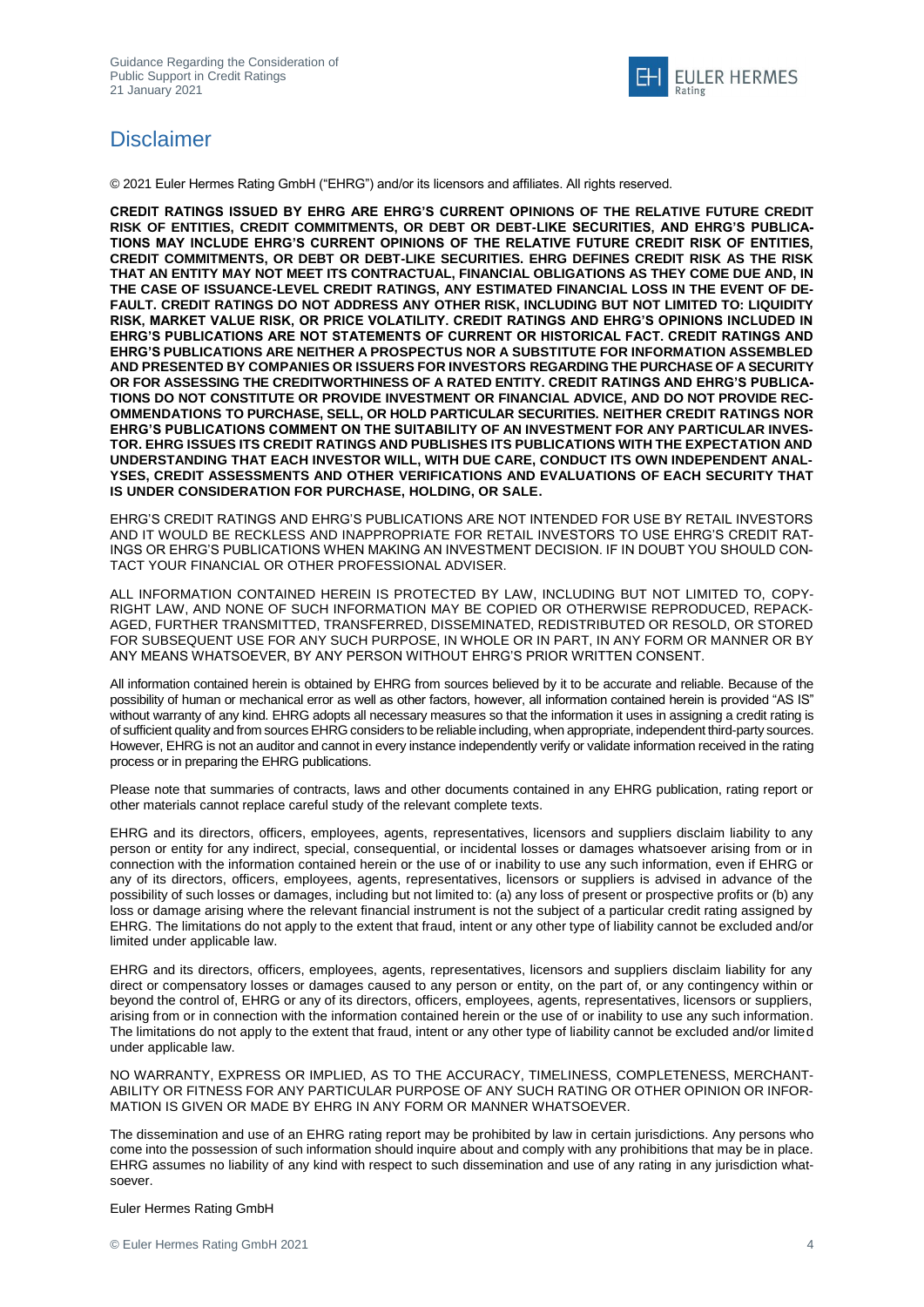# Disclaimer

© 2021 Euler Hermes Rating GmbH ("EHRG") and/or its licensors and affiliates. All rights reserved.

**CREDIT RATINGS ISSUED BY EHRG ARE EHRG'S CURRENT OPINIONS OF THE RELATIVE FUTURE CREDIT RISK OF ENTITIES, CREDIT COMMITMENTS, OR DEBT OR DEBT-LIKE SECURITIES, AND EHRG'S PUBLICATIONS MAY INCLUDE EHRG'S CURRENT OPINIONS OF THE RELATIVE FUTURE CREDIT RISK OF ENTITIES, CREDIT COMMITMENTS, OR DEBT OR DEBT-LIKE SECURITIES. EHRG DEFINES CREDIT RISK AS THE RISK THAT AN ENTITY MAY NOT MEET ITS CONTRACTUAL, FINANCIAL OBLIGATIONS AS THEY COME DUE AND, IN THE CASE OF ISSUANCE-LEVEL CREDIT RATINGS, ANY ESTIMATED FINANCIAL LOSS IN THE EVENT OF DEFAULT. CREDIT RATINGS DO NOT ADDRESS ANY OTHER RISK, INCLUDING BUT NOT LIMITED TO: LIQUIDITY RISK, MARKET VALUE RISK, OR PRICE VOLATILITY. CREDIT RATINGS AND EHRG'S OPINIONS INCLUDED IN EHRG'S PUBLICATIONS ARE NOT STATEMENTS OF CURRENT OR HISTORICAL FACT. CREDIT RATINGS AND EHRG'S PUBLICATIONS ARE NEITHER A PROSPECTUS NOR A SUBSTITUTE FOR INFORMATION ASSEMBLED AND PRESENTED BY COMPANIES OR ISSUERS FOR INVESTORS REGARDING THE PURCHASE OF A SECURITY OR FOR ASSESSING THE CREDITWORTHINESS OF A RATED ENTITY. CREDIT RATINGS AND EHRG'S PUBLICATIONS DO NOT CONSTITUTE OR PROVIDE INVESTMENT OR FINANCIAL ADVICE, AND DO NOT PROVIDE RECOMMENDATIONS TO PURCHASE, SELL, OR HOLD PARTICULAR SECURITIES. NEITHER CREDIT RATINGS NOR EHRG'S PUBLICATIONS COMMENT ON THE SUITABILITY OF AN INVESTMENT FOR ANY PARTICULAR INVESTOR. EHRG ISSUES ITS CREDIT RATINGS AND PUBLISHES ITS PUBLICATIONS WITH THE EXPECTATION AND UNDERSTANDING THAT EACH INVESTOR WILL, WITH DUE CARE, CONDUCT ITS OWN INDEPENDENT ANALYSES, CREDIT ASSESSMENTS AND OTHER VERIFICATIONS AND EVALUATIONS OF EACH SECURITY THAT IS UNDER CONSIDERATION FOR PURCHASE, HOLDING, OR SALE.**

EHRG'S CREDIT RATINGS AND EHRG'S PUBLICATIONS ARE NOT INTENDED FOR USE BY RETAIL INVESTORS AND IT WOULD BE RECKLESS AND INAPPROPRIATE FOR RETAIL INVESTORS TO USE EHRG'S CREDIT RATINGS OR EHRG'S PUBLICATIONS WHEN MAKING AN INVESTMENT DECISION. IF IN DOUBT YOU SHOULD CONTACT YOUR FINANCIAL OR OTHER PROFESSIONAL ADVISER.

ALL INFORMATION CONTAINED HEREIN IS PROTECTED BY LAW, INCLUDING BUT NOT LIMITED TO, COPYRIGHT LAW, AND NONE OF SUCH INFORMATION MAY BE COPIED OR OTHERWISE REPRODUCED, REPACKAGED, FURTHER TRANSMITTED, TRANSFERRED, DISSEMINATED, REDISTRIBUTED OR RESOLD, OR STORED FOR SUBSEQUENT USE FOR ANY SUCH PURPOSE, IN WHOLE OR IN PART, IN ANY FORM OR MANNER OR BY ANY MEANS WHATSOEVER, BY ANY PERSON WITHOUT EHRG'S PRIOR WRITTEN CONSENT.

All information contained herein is obtained by EHRG from sources believed by it to be accurate and reliable. Because of the possibility of human or mechanical error as well as other factors, however, all information contained herein is provided "AS IS" without warranty of any kind. EHRG adopts all necessary measures so that the information it uses in assigning a credit rating is of sufficient quality and from sources EHRG considers to be reliable including, when appropriate, independent third-party sources. However, EHRG is not an auditor and cannot in every instance independently verify or validate information received in the rating process or in preparing the EHRG publications.

Please note that summaries of contracts, laws and other documents contained in any EHRG publication, rating report or other materials cannot replace careful study of the relevant complete texts.

EHRG and its directors, officers, employees, agents, representatives, licensors and suppliers disclaim liability to any person or entity for any indirect, special, consequential, or incidental losses or damages whatsoever arising from or in connection with the information contained herein or the use of or inability to use any such information, even if EHRG or any of its directors, officers, employees, agents, representatives, licensors or suppliers is advised in advance of the possibility of such losses or damages, including but not limited to: (a) any loss of present or prospective profits or (b) any loss or damage arising where the relevant financial instrument is not the subject of a particular credit rating assigned by EHRG. The limitations do not apply to the extent that fraud, intent or any other type of liability cannot be excluded and/or limited under applicable law.

EHRG and its directors, officers, employees, agents, representatives, licensors and suppliers disclaim liability for any direct or compensatory losses or damages caused to any person or entity, on the part of, or any contingency within or beyond the control of, EHRG or any of its directors, officers, employees, agents, representatives, licensors or suppliers, arising from or in connection with the information contained herein or the use of or inability to use any such information. The limitations do not apply to the extent that fraud, intent or any other type of liability cannot be excluded and/or limited under applicable law.

NO WARRANTY, EXPRESS OR IMPLIED, AS TO THE ACCURACY, TIMELINESS, COMPLETENESS, MERCHANTABILITY OR FITNESS FOR ANY PARTICULAR PURPOSE OF ANY SUCH RATING OR OTHER OPINION OR INFORMATION IS GIVEN OR MADE BY EHRG IN ANY FORM OR MANNER WHATSOEVER.

The dissemination and use of an EHRG rating report may be prohibited by law in certain jurisdictions. Any persons who come into the possession of such information should inquire about and comply with any prohibitions that may be in place. EHRG assumes no liability of any kind with respect to such dissemination and use of any rating in any jurisdiction whatsoever.

Euler Hermes Rating GmbH